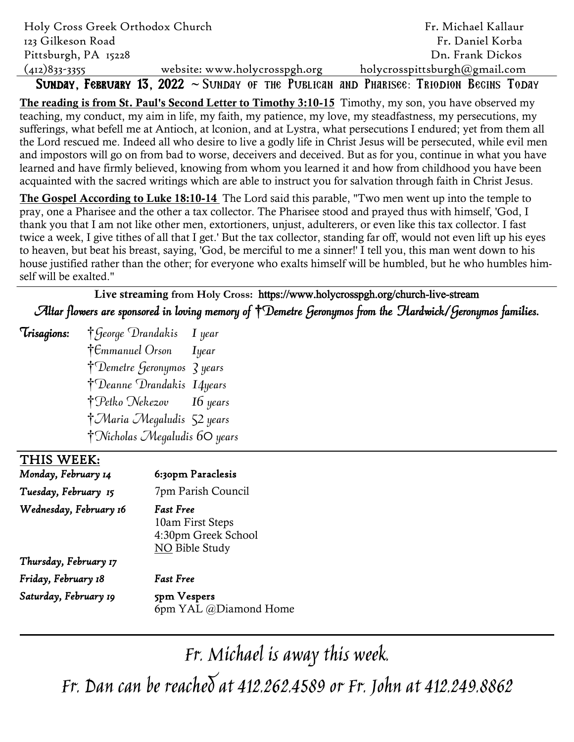Holy Cross Greek Orthodox Church
123 Gilkeson Road
Pittsburgh, PA 15228
(412)833-3355

website: www.holycrosspgh.org

Fr. Michael Kallaur
Fr. Daniel Korba
Dn. Frank Dickos
holycrosspittsburgh@gmail.com

## Sunday, February 13, 2022 ~ Sunday of the Publican and Pharisee: Triodion Begins Today

**The reading is from St. Paul's Second Letter to Timothy 3:10-15** Timothy, my son, you have observed my teaching, my conduct, my aim in life, my faith, my patience, my love, my steadfastness, my persecutions, my sufferings, what befell me at Antioch, at lconion, and at Lystra, what persecutions I endured; yet from them all the Lord rescued me. Indeed all who desire to live a godly life in Christ Jesus will be persecuted, while evil men and impostors will go on from bad to worse, deceivers and deceived. But as for you, continue in what you have learned and have firmly believed, knowing from whom you learned it and how from childhood you have been acquainted with the sacred writings which are able to instruct you for salvation through faith in Christ Jesus.

**The Gospel According to Luke 18:10-14** The Lord said this parable, "Two men went up into the temple to pray, one a Pharisee and the other a tax collector. The Pharisee stood and prayed thus with himself, 'God, I thank you that I am not like other men, extortioners, unjust, adulterers, or even like this tax collector. I fast twice a week, I give tithes of all that I get.' But the tax collector, standing far off, would not even lift up his eyes to heaven, but beat his breast, saying, 'God, be merciful to me a sinner!' I tell you, this man went down to his house justified rather than the other; for everyone who exalts himself will be humbled, but he who humbles himself will be exalted."

**Live streaming from Holy Cross:** https://www.holycrosspgh.org/church-live-stream

*Altar flowers are sponsored in loving memory of †Demetre Geronymos from the Hardwick/Geronymos families.*

***Trisagions:***

- †George Drandakis 1 year
- †Emmanuel Orson 1year
- †Demetre Geronymos 3 years
- †Deanne Drandakis 14years
- †Petko Nekezov 16 years
- †Maria Megaludis 52 years
- †Nicholas Megaludis 60 years

## THIS WEEK:

| | |
|---|---|
| *Monday, February 14* | **6:30pm Paraclesis** |
| *Tuesday, February 15* | 7pm Parish Council |
| *Wednesday, February 16* | *Fast Free*<br>10am First Steps<br>4:30pm Greek School<br>NO Bible Study |
| *Thursday, February 17* | |
| *Friday, February 18* | *Fast Free* |
| *Saturday, February 19* | **5pm Vespers**<br>6pm YAL @Diamond Home |

Fr. Michael is away this week.

Fr. Dan can be reached at 412.262.4589 or Fr. John at 412.249.8862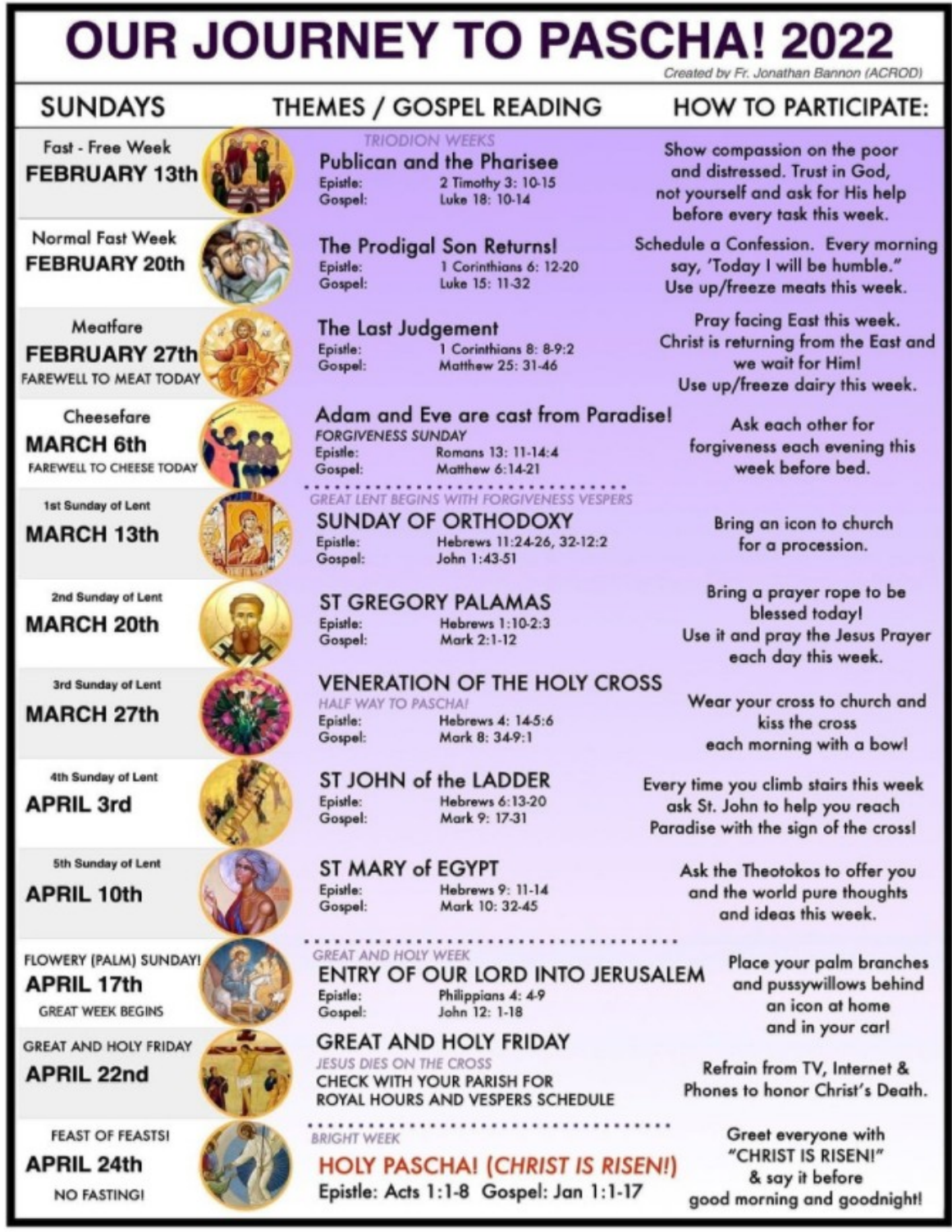# OUR JOURNEY TO PASCHA! 2022

*Created by Fr. Jonathan Bannon (ACROD)*

| SUNDAYS | THEMES / GOSPEL READING | HOW TO PARTICIPATE: |
|---|---|---|
| Fast - Free Week **FEBRUARY 13th** | *TRIODION WEEKS* **Publican and the Pharisee** Epistle: 2 Timothy 3: 10-15 Gospel: Luke 18: 10-14 | Show compassion on the poor and distressed. Trust in God, not yourself and ask for His help before every task this week. |
| Normal Fast Week **FEBRUARY 20th** | **The Prodigal Son Returns!** Epistle: 1 Corinthians 6: 12-20 Gospel: Luke 15: 11-32 | Schedule a Confession. Every morning say, 'Today I will be humble." Use up/freeze meats this week. |
| Meatfare **FEBRUARY 27th** FAREWELL TO MEAT TODAY | **The Last Judgement** Epistle: 1 Corinthians 8: 8-9:2 Gospel: Matthew 25: 31-46 | Pray facing East this week. Christ is returning from the East and we wait for Him! Use up/freeze dairy this week. |
| Cheesefare **MARCH 6th** FAREWELL TO CHEESE TODAY | **Adam and Eve are cast from Paradise!** *FORGIVENESS SUNDAY* Epistle: Romans 13: 11-14:4 Gospel: Matthew 6:14-21 | Ask each other for forgiveness each evening this week before bed. |
| 1st Sunday of Lent **MARCH 13th** | *GREAT LENT BEGINS WITH FORGIVENESS VESPERS* **SUNDAY OF ORTHODOXY** Epistle: Hebrews 11:24-26, 32-12:2 Gospel: John 1:43-51 | Bring an icon to church for a procession. |
| 2nd Sunday of Lent **MARCH 20th** | **ST GREGORY PALAMAS** Epistle: Hebrews 1:10-2:3 Gospel: Mark 2:1-12 | Bring a prayer rope to be blessed today! Use it and pray the Jesus Prayer each day this week. |
| 3rd Sunday of Lent **MARCH 27th** | **VENERATION OF THE HOLY CROSS** *HALF WAY TO PASCHA!* Epistle: Hebrews 4: 14-5:6 Gospel: Mark 8: 34-9:1 | Wear your cross to church and kiss the cross each morning with a bow! |
| 4th Sunday of Lent **APRIL 3rd** | **ST JOHN of the LADDER** Epistle: Hebrews 6:13-20 Gospel: Mark 9: 17-31 | Every time you climb stairs this week ask St. John to help you reach Paradise with the sign of the cross! |
| 5th Sunday of Lent **APRIL 10th** | **ST MARY of EGYPT** Epistle: Hebrews 9: 11-14 Gospel: Mark 10: 32-45 | Ask the Theotokos to offer you and the world pure thoughts and ideas this week. |
| FLOWERY (PALM) SUNDAY! **APRIL 17th** GREAT WEEK BEGINS | *GREAT AND HOLY WEEK* **ENTRY OF OUR LORD INTO JERUSALEM** Epistle: Philippians 4: 4-9 Gospel: John 12: 1-18 | Place your palm branches and pussywillows behind an icon at home and in your car! |
| GREAT AND HOLY FRIDAY **APRIL 22nd** | **GREAT AND HOLY FRIDAY** *JESUS DIES ON THE CROSS* CHECK WITH YOUR PARISH FOR ROYAL HOURS AND VESPERS SCHEDULE | Refrain from TV, Internet & Phones to honor Christ's Death. |
| FEAST OF FEASTS! **APRIL 24th** NO FASTING! | *BRIGHT WEEK* **HOLY PASCHA! (*CHRIST IS RISEN!*)** Epistle: Acts 1:1-8 Gospel: Jon 1:1-17 | Greet everyone with "CHRIST IS RISEN!" & say it before good morning and goodnight! |